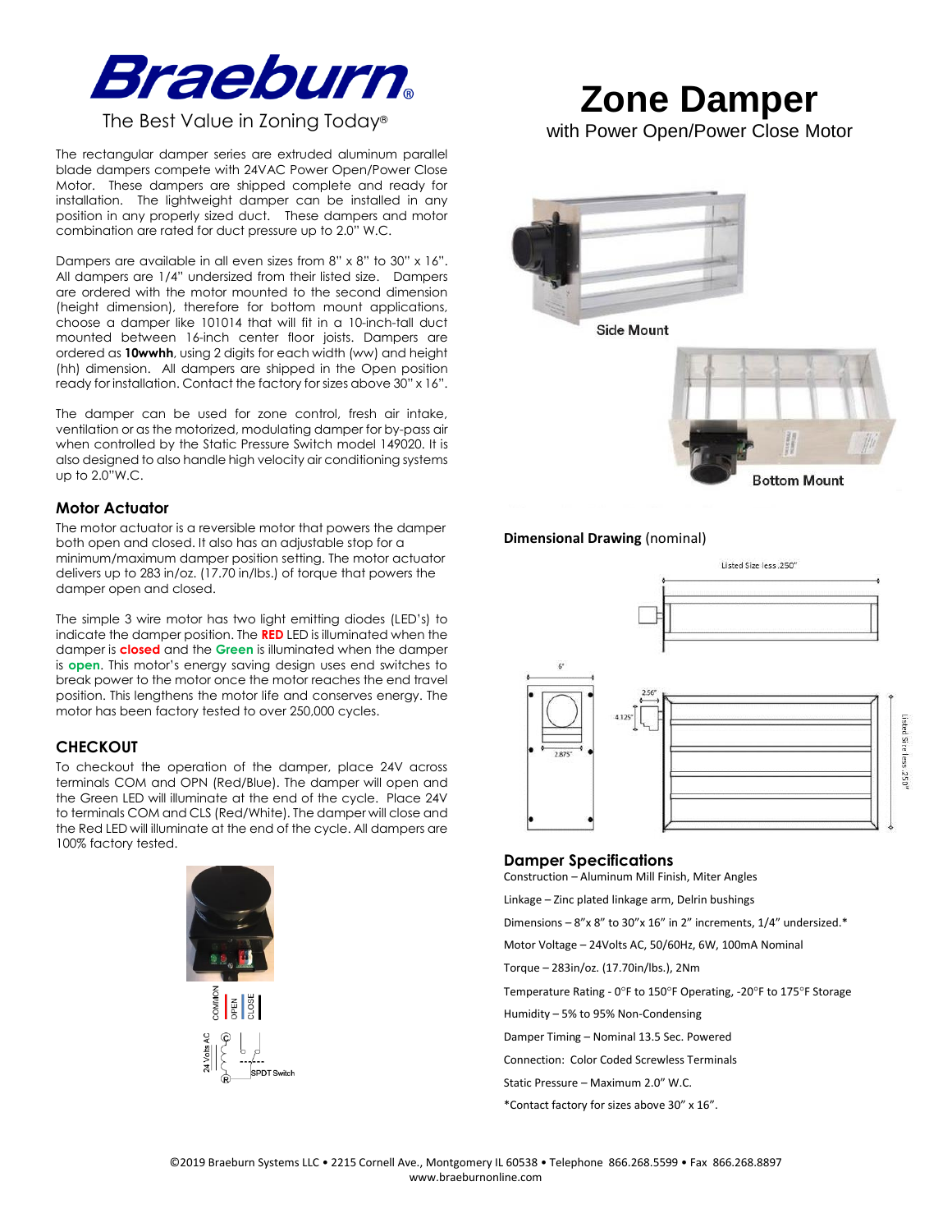# Braeburn®

The Best Value in Zoning Today®

# Zone Damper

with Power Open/Power Close Motor

The rectangular damper series are extruded aluminum parallel blade dampers compete with 24VAC Power Open/Power Close Motor. These dampers are shipped complete and ready for installation. The lightweight damper can be installed in any position in any properly sized duct. These dampers and motor combination are rated for duct pressure up to 2.0" W.C.

Dampers are available in all even sizes from 8" x 8" to 30" x 16". All dampers are 1/4" undersized from their listed size. Dampers are ordered with the motor mounted to the second dimension (height dimension), therefore for bottom mount applications, choose a damper like 101014 that will fit in a 10-inch-tall duct mounted between 16-inch center floor joists. Dampers are ordered as **10wwhh**, using 2 digits for each width (ww) and height (hh) dimension. All dampers are shipped in the Open position ready for installation. Contact the factory for sizes above 30" x 16".

The damper can be used for zone control, fresh air intake, ventilation or as the motorized, modulating damper for by-pass air when controlled by the Static Pressure Switch model 149020. It is also designed to also handle high velocity air conditioning systems up to 2.0"W.C.

## Motor Actuator

The motor actuator is a reversible motor that powers the damper both open and closed. It also has an adjustable stop for a minimum/maximum damper position setting. The motor actuator delivers up to 283 in/oz. (17.70 in/lbs.) of torque that powers the damper open and closed.

The simple 3 wire motor has two light emitting diodes (LED's) to indicate the damper position. The **RED** LED is illuminated when the damper is **closed** and the **Green** is illuminated when the damper is **open**. This motor's energy saving design uses end switches to break power to the motor once the motor reaches the end travel position. This lengthens the motor life and conserves energy. The motor has been factory tested to over 250,000 cycles.

## CHECKOUT

To checkout the operation of the damper, place 24V across terminals COM and OPN (Red/Blue). The damper will open and the Green LED will illuminate at the end of the cycle. Place 24V to terminals COM and CLS (Red/White). The damper will close and the Red LED will illuminate at the end of the cycle. All dampers are 100% factory tested.

COMMON OPEN CLOSE

24 Volts AC C R SPDT Switch

Side Mount

Bottom Mount

**Dimensional Drawing** (nominal)

Listed Size less .250"

6"

2.56"

4.125"

2.875"

Listed Size less .250"

## Damper Specifications

Construction – Aluminum Mill Finish, Miter Angles

Linkage – Zinc plated linkage arm, Delrin bushings

Dimensions – 8"x 8" to 30"x 16" in 2" increments, 1/4" undersized.*

Motor Voltage – 24Volts AC, 50/60Hz, 6W, 100mA Nominal

Torque – 283in/oz. (17.70in/lbs.), 2Nm

Temperature Rating - 0°F to 150°F Operating, -20°F to 175°F Storage

Humidity – 5% to 95% Non-Condensing

Damper Timing – Nominal 13.5 Sec. Powered

Connection: Color Coded Screwless Terminals

Static Pressure – Maximum 2.0" W.C.

*Contact factory for sizes above 30" x 16".

©2019 Braeburn Systems LLC • 2215 Cornell Ave., Montgomery IL 60538 • Telephone 866.268.5599 • Fax 866.268.8897
www.braeburnonline.com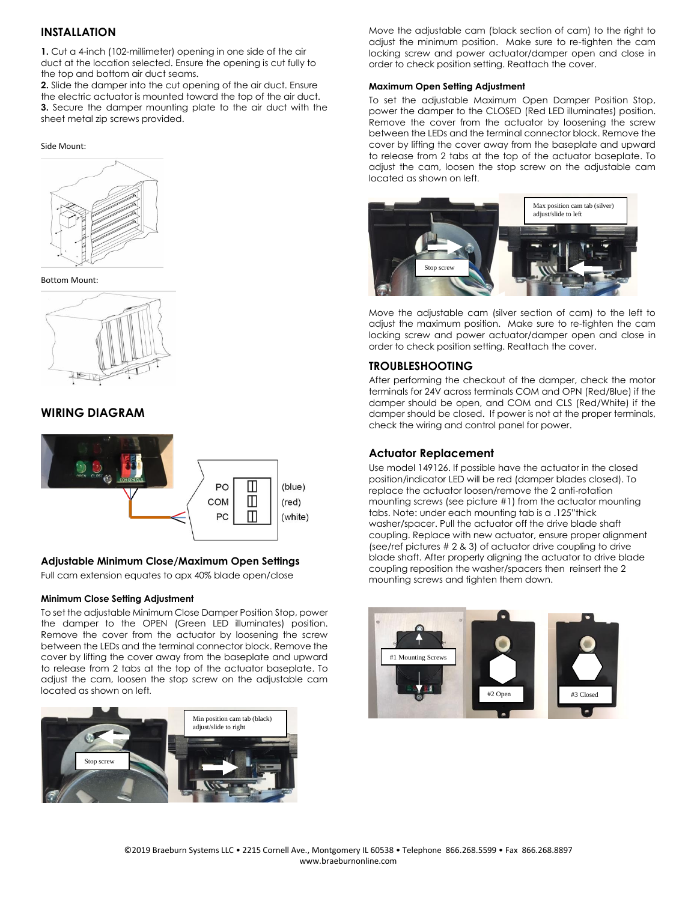## INSTALLATION

**1.** Cut a 4-inch (102-millimeter) opening in one side of the air duct at the location selected. Ensure the opening is cut fully to the top and bottom air duct seams.
**2.** Slide the damper into the cut opening of the air duct. Ensure the electric actuator is mounted toward the top of the air duct.
**3.** Secure the damper mounting plate to the air duct with the sheet metal zip screws provided.

Side Mount:

Bottom Mount:

## WIRING DIAGRAM

OPEN CLOSE COM OPN CLS

PO (blue)
COM (red)
PC (white)

### Adjustable Minimum Close/Maximum Open Settings

Full cam extension equates to apx 40% blade open/close

#### Minimum Close Setting Adjustment

To set the adjustable Minimum Close Damper Position Stop, power the damper to the OPEN (Green LED illuminates) position. Remove the cover from the actuator by loosening the screw between the LEDs and the terminal connector block. Remove the cover by lifting the cover away from the baseplate and upward to release from 2 tabs at the top of the actuator baseplate. To adjust the cam, loosen the stop screw on the adjustable cam located as shown on left.

Stop screw

Min position cam tab (black) adjust/slide to right

Move the adjustable cam (black section of cam) to the right to adjust the minimum position. Make sure to re-tighten the cam locking screw and power actuator/damper open and close in order to check position setting. Reattach the cover.

#### Maximum Open Setting Adjustment

To set the adjustable Maximum Open Damper Position Stop, power the damper to the CLOSED (Red LED illuminates) position. Remove the cover from the actuator by loosening the screw between the LEDs and the terminal connector block. Remove the cover by lifting the cover away from the baseplate and upward to release from 2 tabs at the top of the actuator baseplate. To adjust the cam, loosen the stop screw on the adjustable cam located as shown on left.

Stop screw

Max position cam tab (silver) adjust/slide to left

Move the adjustable cam (silver section of cam) to the left to adjust the maximum position. Make sure to re-tighten the cam locking screw and power actuator/damper open and close in order to check position setting. Reattach the cover.

## TROUBLESHOOTING

After performing the checkout of the damper, check the motor terminals for 24V across terminals COM and OPN (Red/Blue) if the damper should be open, and COM and CLS (Red/White) if the damper should be closed. If power is not at the proper terminals, check the wiring and control panel for power.

## Actuator Replacement

Use model 149126. If possible have the actuator in the closed position/indicator LED will be red (damper blades closed). To replace the actuator loosen/remove the 2 anti-rotation mounting screws (see picture #1) from the actuator mounting tabs. Note: under each mounting tab is a .125"thick washer/spacer. Pull the actuator off the drive blade shaft coupling. Replace with new actuator, ensure proper alignment (see/ref pictures # 2 & 3) of actuator drive coupling to drive blade shaft. After properly aligning the actuator to drive blade coupling reposition the washer/spacers then reinsert the 2 mounting screws and tighten them down.

#1 Mounting Screws

#2 Open

#3 Closed

©2019 Braeburn Systems LLC • 2215 Cornell Ave., Montgomery IL 60538 • Telephone 866.268.5599 • Fax 866.268.8897
www.braeburnonline.com